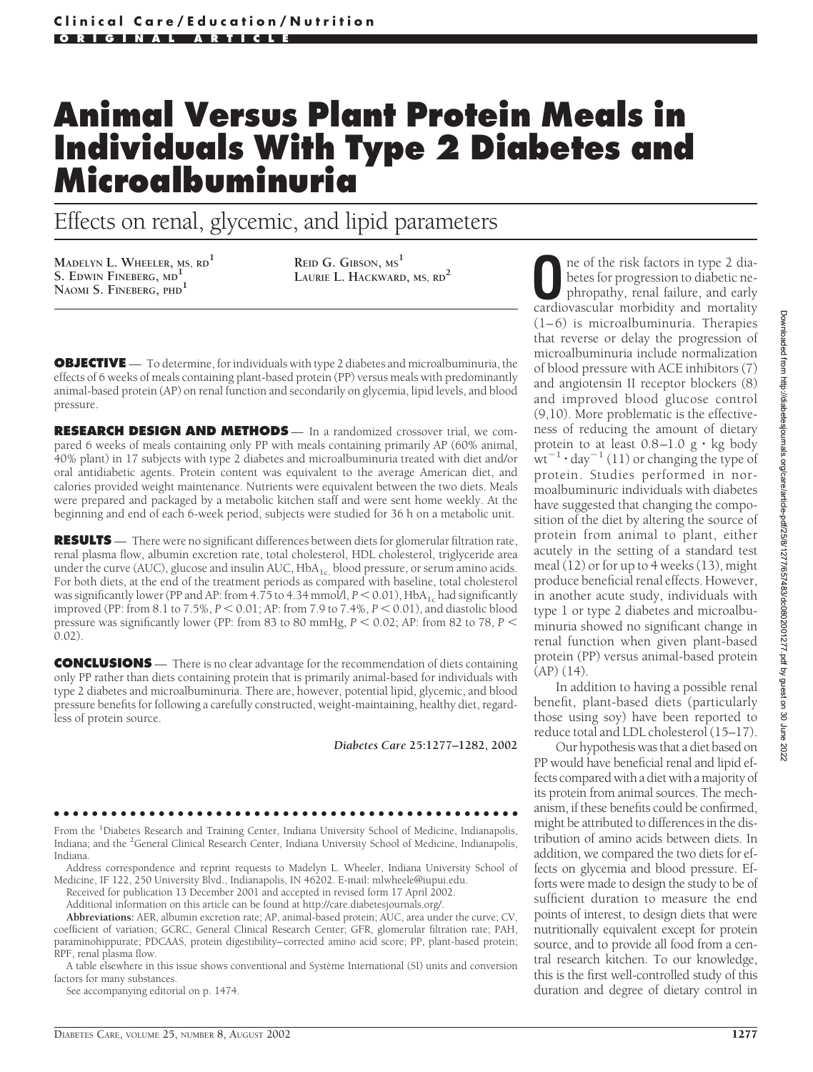# Animal Versus Plant Protein Meals in Individuals With Type 2 Diabetes and Microalbuminuria

## Effects on renal, glycemic, and lipid parameters

**Madelyn L. Wheeler, MS, RD**[1]
**S. Edwin Fineberg, MD**[1]
**Naomi S. Fineberg, PhD**[1]
**Reid G. Gibson, MS**[1]
**Laurie L. Hackward, MS, RD**[2]

**OBJECTIVE** — To determine, for individuals with type 2 diabetes and microalbuminuria, the effects of 6 weeks of meals containing plant-based protein (PP) versus meals with predominantly animal-based protein (AP) on renal function and secondarily on glycemia, lipid levels, and blood pressure.

**RESEARCH DESIGN AND METHODS** — In a randomized crossover trial, we compared 6 weeks of meals containing only PP with meals containing primarily AP (60% animal, 40% plant) in 17 subjects with type 2 diabetes and microalbuminuria treated with diet and/or oral antidiabetic agents. Protein content was equivalent to the average American diet, and calories provided weight maintenance. Nutrients were equivalent between the two diets. Meals were prepared and packaged by a metabolic kitchen staff and were sent home weekly. At the beginning and end of each 6-week period, subjects were studied for 36 h on a metabolic unit.

**RESULTS** — There were no significant differences between diets for glomerular filtration rate, renal plasma flow, albumin excretion rate, total cholesterol, HDL cholesterol, triglyceride area under the curve (AUC), glucose and insulin AUC, $HbA_{1c}$, blood pressure, or serum amino acids. For both diets, at the end of the treatment periods as compared with baseline, total cholesterol was significantly lower (PP and AP: from 4.75 to 4.34 mmol/l, $P < 0.01$), $HbA_{1c}$ had significantly improved (PP: from 8.1 to 7.5%, $P < 0.01$; AP: from 7.9 to 7.4%, $P < 0.01$), and diastolic blood pressure was significantly lower (PP: from 83 to 80 mmHg, $P < 0.02$; AP: from 82 to 78, $P < 0.02$).

**CONCLUSIONS** — There is no clear advantage for the recommendation of diets containing only PP rather than diets containing protein that is primarily animal-based for individuals with type 2 diabetes and microalbuminuria. There are, however, potential lipid, glycemic, and blood pressure benefits for following a carefully constructed, weight-maintaining, healthy diet, regardless of protein source.

*Diabetes Care* **25:**1277–1282, 2002

From the [1]Diabetes Research and Training Center, Indiana University School of Medicine, Indianapolis, Indiana; and the [2]General Clinical Research Center, Indiana University School of Medicine, Indianapolis, Indiana.

Address correspondence and reprint requests to Madelyn L. Wheeler, Indiana University School of Medicine, IF 122, 250 University Blvd., Indianapolis, IN 46202. E-mail: mlwheele@iupui.edu.

Received for publication 13 December 2001 and accepted in revised form 17 April 2002.

Additional information on this article can be found at http://care.diabetesjournals.org/.

**Abbreviations:** AER, albumin excretion rate; AP, animal-based protein; AUC, area under the curve; CV, coefficient of variation; GCRC, General Clinical Research Center; GFR, glomerular filtration rate; PAH, paraminohippurate; PDCAAS, protein digestibility–corrected amino acid score; PP, plant-based protein; RPF, renal plasma flow.

A table elsewhere in this issue shows conventional and Système International (SI) units and conversion factors for many substances.

See accompanying editorial on p. 1474.

One of the risk factors in type 2 diabetes for progression to diabetic nephropathy, renal failure, and early cardiovascular morbidity and mortality (1–6) is microalbuminuria. Therapies that reverse or delay the progression of microalbuminuria include normalization of blood pressure with ACE inhibitors (7) and angiotensin II receptor blockers (8) and improved blood glucose control (9,10). More problematic is the effectiveness of reducing the amount of dietary protein to at least 0.8–1.0 $g \cdot kg$ body $wt^{-1} \cdot day^{-1}$ (11) or changing the type of protein. Studies performed in normoalbuminuric individuals with diabetes have suggested that changing the composition of the diet by altering the source of protein from animal to plant, either acutely in the setting of a standard test meal (12) or for up to 4 weeks (13), might produce beneficial renal effects. However, in another acute study, individuals with type 1 or type 2 diabetes and microalbuminuria showed no significant change in renal function when given plant-based protein (PP) versus animal-based protein (AP) (14).

In addition to having a possible renal benefit, plant-based diets (particularly those using soy) have been reported to reduce total and LDL cholesterol (15–17).

Our hypothesis was that a diet based on PP would have beneficial renal and lipid effects compared with a diet with a majority of its protein from animal sources. The mechanism, if these benefits could be confirmed, might be attributed to differences in the distribution of amino acids between diets. In addition, we compared the two diets for effects on glycemia and blood pressure. Efforts were made to design the study to be of sufficient duration to measure the end points of interest, to design diets that were nutritionally equivalent except for protein source, and to provide all food from a central research kitchen. To our knowledge, this is the first well-controlled study of this duration and degree of dietary control in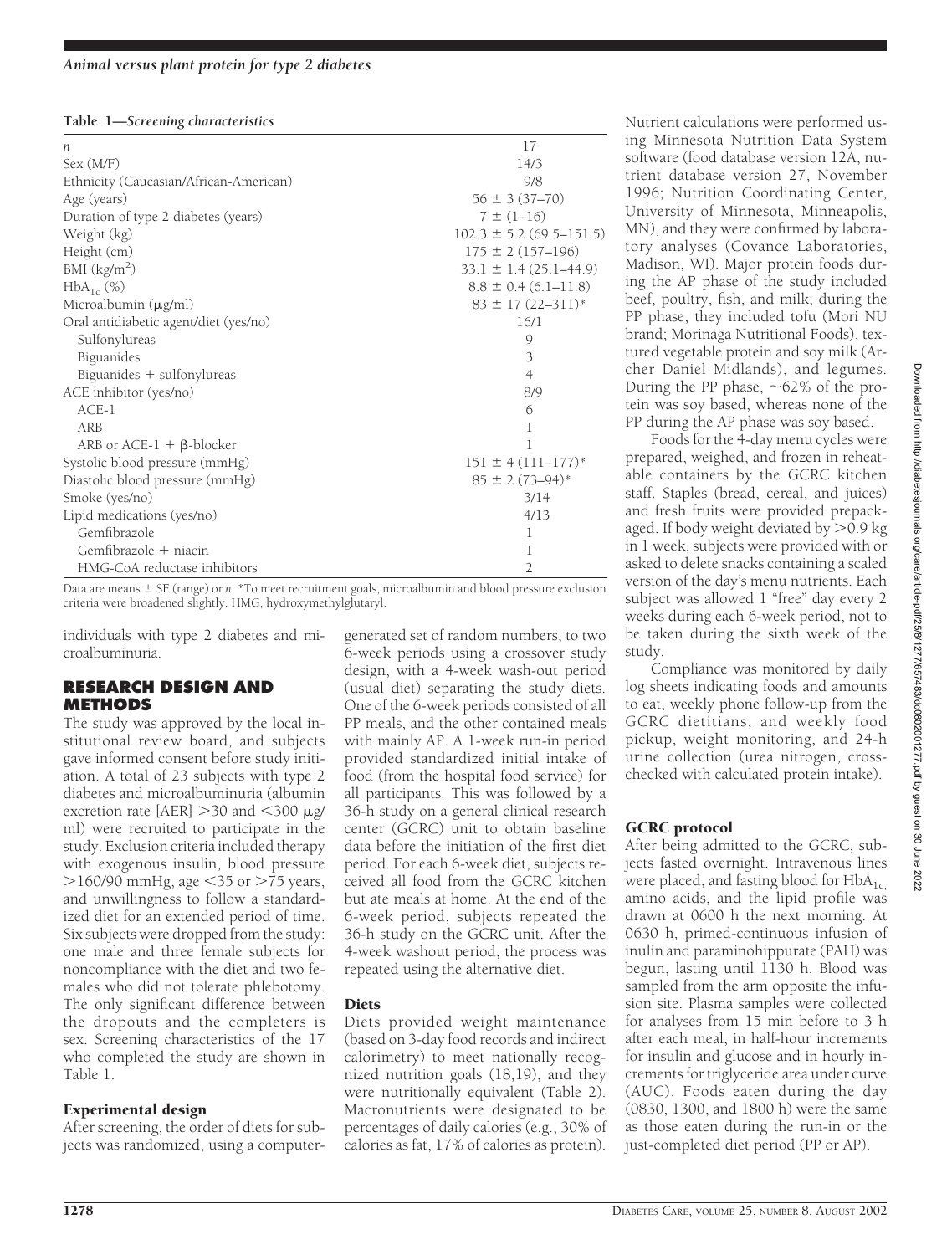**Table 1—Screening characteristics**

| | |
|---|---|
| $n$ | 17 |
| Sex (M/F) | 14/3 |
| Ethnicity (Caucasian/African-American) | 9/8 |
| Age (years) | 56 ± 3 (37–70) |
| Duration of type 2 diabetes (years) | 7 ± (1–16) |
| Weight (kg) | 102.3 ± 5.2 (69.5–151.5) |
| Height (cm) | 175 ± 2 (157–196) |
| BMI ($kg/m^2$) | 33.1 ± 1.4 (25.1–44.9) |
| $HbA_{1c}$ (%) | 8.8 ± 0.4 (6.1–11.8) |
| Microalbumin (μg/ml) | 83 ± 17 (22–311)* |
| Oral antidiabetic agent/diet (yes/no) | 16/1 |
| Sulfonylureas | 9 |
| Biguanides | 3 |
| Biguanides + sulfonylureas | 4 |
| ACE inhibitor (yes/no) | 8/9 |
| ACE-1 | 6 |
| ARB | 1 |
| ARB or ACE-1 + β-blocker | 1 |
| Systolic blood pressure (mmHg) | 151 ± 4 (111–177)* |
| Diastolic blood pressure (mmHg) | 85 ± 2 (73–94)* |
| Smoke (yes/no) | 3/14 |
| Lipid medications (yes/no) | 4/13 |
| Gemfibrazole | 1 |
| Gemfibrazole + niacin | 1 |
| HMG-CoA reductase inhibitors | 2 |

Data are means ± SE (range) or $n$. *To meet recruitment goals, microalbumin and blood pressure exclusion criteria were broadened slightly. HMG, hydroxymethylglutaryl.

individuals with type 2 diabetes and microalbuminuria.

## RESEARCH DESIGN AND METHODS

The study was approved by the local institutional review board, and subjects gave informed consent before study initiation. A total of 23 subjects with type 2 diabetes and microalbuminuria (albumin excretion rate [AER] >30 and <300 μg/ml) were recruited to participate in the study. Exclusion criteria included therapy with exogenous insulin, blood pressure >160/90 mmHg, age <35 or >75 years, and unwillingness to follow a standardized diet for an extended period of time. Six subjects were dropped from the study: one male and three female subjects for noncompliance with the diet and two females who did not tolerate phlebotomy. The only significant difference between the dropouts and the completers is sex. Screening characteristics of the 17 who completed the study are shown in Table 1.

### Experimental design

After screening, the order of diets for subjects was randomized, using a computer-generated set of random numbers, to two 6-week periods using a crossover study design, with a 4-week wash-out period (usual diet) separating the study diets. One of the 6-week periods consisted of all PP meals, and the other contained meals with mainly AP. A 1-week run-in period provided standardized initial intake of food (from the hospital food service) for all participants. This was followed by a 36-h study on a general clinical research center (GCRC) unit to obtain baseline data before the initiation of the first diet period. For each 6-week diet, subjects received all food from the GCRC kitchen but ate meals at home. At the end of the 6-week period, subjects repeated the 36-h study on the GCRC unit. After the 4-week washout period, the process was repeated using the alternative diet.

### Diets

Diets provided weight maintenance (based on 3-day food records and indirect calorimetry) to meet nationally recognized nutrition goals (18,19), and they were nutritionally equivalent (Table 2). Macronutrients were designated to be percentages of daily calories (e.g., 30% of calories as fat, 17% of calories as protein). Nutrient calculations were performed using Minnesota Nutrition Data System software (food database version 12A, nutrient database version 27, November 1996; Nutrition Coordinating Center, University of Minnesota, Minneapolis, MN), and they were confirmed by laboratory analyses (Covance Laboratories, Madison, WI). Major protein foods during the AP phase of the study included beef, poultry, fish, and milk; during the PP phase, they included tofu (Mori NU brand; Morinaga Nutritional Foods), textured vegetable protein and soy milk (Archer Daniel Midlands), and legumes. During the PP phase, ~62% of the protein was soy based, whereas none of the PP during the AP phase was soy based.

Foods for the 4-day menu cycles were prepared, weighed, and frozen in reheatable containers by the GCRC kitchen staff. Staples (bread, cereal, and juices) and fresh fruits were provided prepackaged. If body weight deviated by >0.9 kg in 1 week, subjects were provided with or asked to delete snacks containing a scaled version of the day's menu nutrients. Each subject was allowed 1 "free" day every 2 weeks during each 6-week period, not to be taken during the sixth week of the study.

Compliance was monitored by daily log sheets indicating foods and amounts to eat, weekly phone follow-up from the GCRC dietitians, and weekly food pickup, weight monitoring, and 24-h urine collection (urea nitrogen, cross-checked with calculated protein intake).

### GCRC protocol

After being admitted to the GCRC, subjects fasted overnight. Intravenous lines were placed, and fasting blood for $HbA_{1c}$, amino acids, and the lipid profile was drawn at 0600 h the next morning. At 0630 h, primed-continuous infusion of inulin and paraminohippurate (PAH) was begun, lasting until 1130 h. Blood was sampled from the arm opposite the infusion site. Plasma samples were collected for analyses from 15 min before to 3 h after each meal, in half-hour increments for insulin and glucose and in hourly increments for triglyceride area under curve (AUC). Foods eaten during the day (0830, 1300, and 1800 h) were the same as those eaten during the run-in or the just-completed diet period (PP or AP).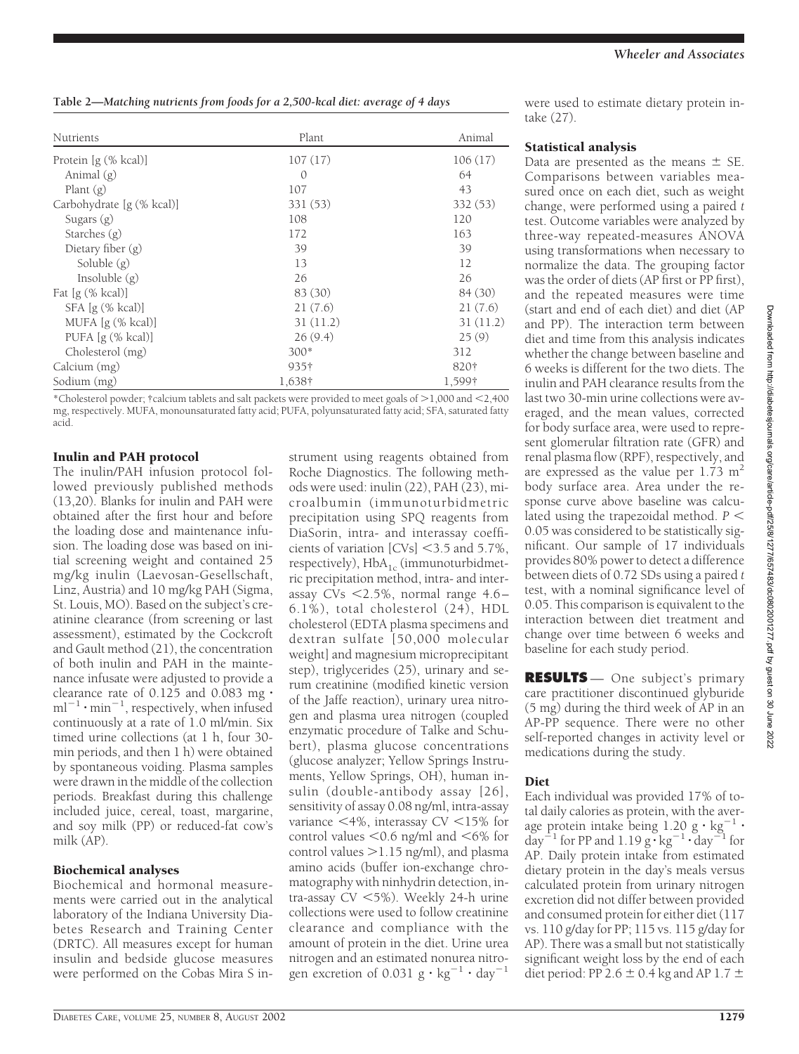**Table 2—Matching nutrients from foods for a 2,500-kcal diet: average of 4 days**

| Nutrients | Plant | Animal |
| --- | --- | --- |
| Protein [g (% kcal)] | 107 (17) | 106 (17) |
| Animal (g) | 0 | 64 |
| Plant (g) | 107 | 43 |
| Carbohydrate [g (% kcal)] | 331 (53) | 332 (53) |
| Sugars (g) | 108 | 120 |
| Starches (g) | 172 | 163 |
| Dietary fiber (g) | 39 | 39 |
| Soluble (g) | 13 | 12 |
| Insoluble (g) | 26 | 26 |
| Fat [g (% kcal)] | 83 (30) | 84 (30) |
| SFA [g (% kcal)] | 21 (7.6) | 21 (7.6) |
| MUFA [g (% kcal)] | 31 (11.2) | 31 (11.2) |
| PUFA [g (% kcal)] | 26 (9.4) | 25 (9) |
| Cholesterol (mg) | 300* | 312 |
| Calcium (mg) | 935† | 820† |
| Sodium (mg) | 1,638† | 1,599† |

*Cholesterol powder; †calcium tablets and salt packets were provided to meet goals of >1,000 and <2,400 mg, respectively. MUFA, monounsaturated fatty acid; PUFA, polyunsaturated fatty acid; SFA, saturated fatty acid.

### Inulin and PAH protocol

The inulin/PAH infusion protocol followed previously published methods (13,20). Blanks for inulin and PAH were obtained after the first hour and before the loading dose and maintenance infusion. The loading dose was based on initial screening weight and contained 25 mg/kg inulin (Laevosan-Gesellschaft, Linz, Austria) and 10 mg/kg PAH (Sigma, St. Louis, MO). Based on the subject's creatinine clearance (from screening or last assessment), estimated by the Cockcroft and Gault method (21), the concentration of both inulin and PAH in the maintenance infusate were adjusted to provide a clearance rate of 0.125 and 0.083 $mg \cdot ml^{-1} \cdot min^{-1}$, respectively, when infused continuously at a rate of 1.0 ml/min. Six timed urine collections (at 1 h, four 30-min periods, and then 1 h) were obtained by spontaneous voiding. Plasma samples were drawn in the middle of the collection periods. Breakfast during this challenge included juice, cereal, toast, margarine, and soy milk (PP) or reduced-fat cow's milk (AP).

### Biochemical analyses

Biochemical and hormonal measurements were carried out in the analytical laboratory of the Indiana University Diabetes Research and Training Center (DRTC). All measures except for human insulin and bedside glucose measures were performed on the Cobas Mira S instrument using reagents obtained from Roche Diagnostics. The following methods were used: inulin (22), PAH (23), microalbumin (immunoturbidmetric precipitation using SPQ reagents from DiaSorin, intra- and interassay coefficients of variation [CVs] <3.5 and 5.7%, respectively), $HbA_{1c}$ (immunoturbidmetric precipitation method, intra- and interassay CVs <2.5%, normal range 4.6–6.1%), total cholesterol (24), HDL cholesterol (EDTA plasma specimens and dextran sulfate [50,000 molecular weight] and magnesium microprecipitant step), triglycerides (25), urinary and serum creatinine (modified kinetic version of the Jaffe reaction), urinary urea nitrogen and plasma urea nitrogen (coupled enzymatic procedure of Talke and Schubert), plasma glucose concentrations (glucose analyzer; Yellow Springs Instruments, Yellow Springs, OH), human insulin (double-antibody assay [26], sensitivity of assay 0.08 ng/ml, intra-assay variance <4%, interassay CV <15% for control values <0.6 ng/ml and <6% for control values >1.15 ng/ml), and plasma amino acids (buffer ion-exchange chromatography with ninhydrin detection, intra-assay CV <5%). Weekly 24-h urine collections were used to follow creatinine clearance and compliance with the amount of protein in the diet. Urine urea nitrogen and an estimated nonurea nitrogen excretion of 0.031 $g \cdot kg^{-1} \cdot day^{-1}$ were used to estimate dietary protein intake (27).

### Statistical analysis

Data are presented as the means ± SE. Comparisons between variables measured once on each diet, such as weight change, were performed using a paired *t* test. Outcome variables were analyzed by three-way repeated-measures ANOVA using transformations when necessary to normalize the data. The grouping factor was the order of diets (AP first or PP first), and the repeated measures were time (start and end of each diet) and diet (AP and PP). The interaction term between diet and time from this analysis indicates whether the change between baseline and 6 weeks is different for the two diets. The inulin and PAH clearance results from the last two 30-min urine collections were averaged, and the mean values, corrected for body surface area, were used to represent glomerular filtration rate (GFR) and renal plasma flow (RPF), respectively, and are expressed as the value per 1.73 $m^2$ body surface area. Area under the response curve above baseline was calculated using the trapezoidal method. $P < 0.05$ was considered to be statistically significant. Our sample of 17 individuals provides 80% power to detect a difference between diets of 0.72 SDs using a paired *t* test, with a nominal significance level of 0.05. This comparison is equivalent to the interaction between diet treatment and change over time between 6 weeks and baseline for each study period.

## RESULTS

One subject's primary care practitioner discontinued glyburide (5 mg) during the third week of AP in an AP-PP sequence. There were no other self-reported changes in activity level or medications during the study.

### Diet

Each individual was provided 17% of total daily calories as protein, with the average protein intake being 1.20 $g \cdot kg^{-1} \cdot day^{-1}$ for PP and 1.19 $g \cdot kg^{-1} \cdot day^{-1}$ for AP. Daily protein intake from estimated dietary protein in the day's meals versus calculated protein from urinary nitrogen excretion did not differ between provided and consumed protein for either diet (117 vs. 110 g/day for PP; 115 vs. 115 g/day for AP). There was a small but not statistically significant weight loss by the end of each diet period: PP 2.6 ± 0.4 kg and AP 1.7 ±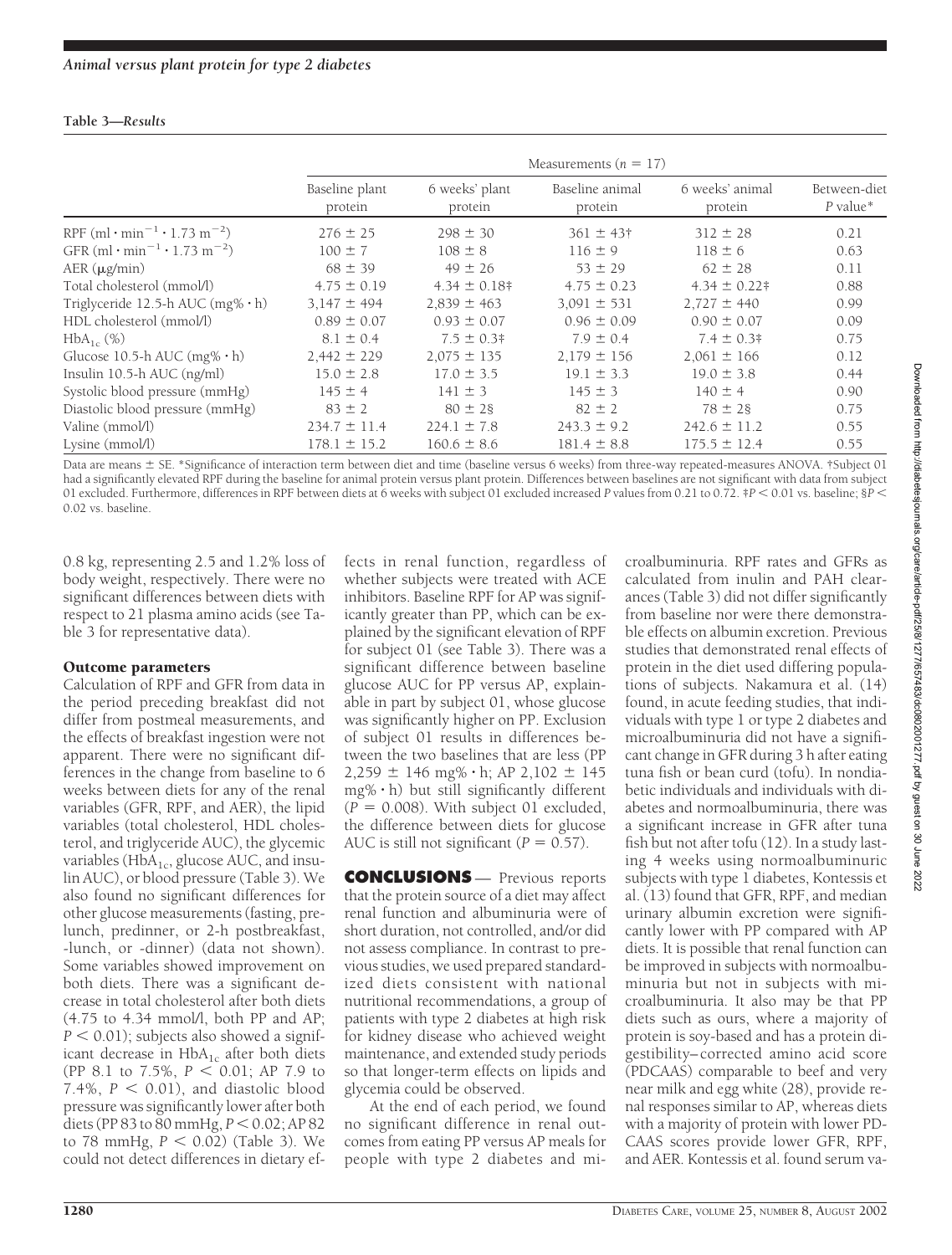**Table 3—Results**

| | Measurements ($n = 17$) | | | | |
|---|---|---|---|---|---|
| | Baseline plant protein | 6 weeks' plant protein | Baseline animal protein | 6 weeks' animal protein | Between-diet $P$ value* |
| RPF ($\text{ml} \cdot \text{min}^{-1} \cdot 1.73\ \text{m}^{-2}$) | 276 ± 25 | 298 ± 30 | 361 ± 43† | 312 ± 28 | 0.21 |
| GFR ($\text{ml} \cdot \text{min}^{-1} \cdot 1.73\ \text{m}^{-2}$) | 100 ± 7 | 108 ± 8 | 116 ± 9 | 118 ± 6 | 0.63 |
| AER (μg/min) | 68 ± 39 | 49 ± 26 | 53 ± 29 | 62 ± 28 | 0.11 |
| Total cholesterol (mmol/l) | 4.75 ± 0.19 | 4.34 ± 0.18‡ | 4.75 ± 0.23 | 4.34 ± 0.22‡ | 0.88 |
| Triglyceride 12.5-h AUC (mg% · h) | 3,147 ± 494 | 2,839 ± 463 | 3,091 ± 531 | 2,727 ± 440 | 0.99 |
| HDL cholesterol (mmol/l) | 0.89 ± 0.07 | 0.93 ± 0.07 | 0.96 ± 0.09 | 0.90 ± 0.07 | 0.09 |
| $\text{HbA}_{1c}$ (%) | 8.1 ± 0.4 | 7.5 ± 0.3‡ | 7.9 ± 0.4 | 7.4 ± 0.3‡ | 0.75 |
| Glucose 10.5-h AUC (mg% · h) | 2,442 ± 229 | 2,075 ± 135 | 2,179 ± 156 | 2,061 ± 166 | 0.12 |
| Insulin 10.5-h AUC (ng/ml) | 15.0 ± 2.8 | 17.0 ± 3.5 | 19.1 ± 3.3 | 19.0 ± 3.8 | 0.44 |
| Systolic blood pressure (mmHg) | 145 ± 4 | 141 ± 3 | 145 ± 3 | 140 ± 4 | 0.90 |
| Diastolic blood pressure (mmHg) | 83 ± 2 | 80 ± 2§ | 82 ± 2 | 78 ± 2§ | 0.75 |
| Valine (mmol/l) | 234.7 ± 11.4 | 224.1 ± 7.8 | 243.3 ± 9.2 | 242.6 ± 11.2 | 0.55 |
| Lysine (mmol/l) | 178.1 ± 15.2 | 160.6 ± 8.6 | 181.4 ± 8.8 | 175.5 ± 12.4 | 0.55 |

Data are means ± SE. *Significance of interaction term between diet and time (baseline versus 6 weeks) from three-way repeated-measures ANOVA. †Subject 01 had a significantly elevated RPF during the baseline for animal protein versus plant protein. Differences between baselines are not significant with data from subject 01 excluded. Furthermore, differences in RPF between diets at 6 weeks with subject 01 excluded increased $P$ values from 0.21 to 0.72. ‡$P < 0.01$ vs. baseline; §$P < 0.02$ vs. baseline.

0.8 kg, representing 2.5 and 1.2% loss of body weight, respectively. There were no significant differences between diets with respect to 21 plasma amino acids (see Table 3 for representative data).

### Outcome parameters

Calculation of RPF and GFR from data in the period preceding breakfast did not differ from postmeal measurements, and the effects of breakfast ingestion were not apparent. There were no significant differences in the change from baseline to 6 weeks between diets for any of the renal variables (GFR, RPF, and AER), the lipid variables (total cholesterol, HDL cholesterol, and triglyceride AUC), the glycemic variables ($\text{HbA}_{1c}$, glucose AUC, and insulin AUC), or blood pressure (Table 3). We also found no significant differences for other glucose measurements (fasting, prelunch, predinner, or 2-h postbreakfast, -lunch, or -dinner) (data not shown). Some variables showed improvement on both diets. There was a significant decrease in total cholesterol after both diets (4.75 to 4.34 mmol/l, both PP and AP; $P < 0.01$); subjects also showed a significant decrease in $\text{HbA}_{1c}$ after both diets (PP 8.1 to 7.5%, $P < 0.01$; AP 7.9 to 7.4%, $P < 0.01$), and diastolic blood pressure was significantly lower after both diets (PP 83 to 80 mmHg, $P < 0.02$; AP 82 to 78 mmHg, $P < 0.02$) (Table 3). We could not detect differences in dietary effects in renal function, regardless of whether subjects were treated with ACE inhibitors. Baseline RPF for AP was significantly greater than PP, which can be explained by the significant elevation of RPF for subject 01 (see Table 3). There was a significant difference between baseline glucose AUC for PP versus AP, explainable in part by subject 01, whose glucose was significantly higher on PP. Exclusion of subject 01 results in differences between the two baselines that are less (PP 2,259 ± 146 mg% · h; AP 2,102 ± 145 mg% · h) but still significantly different ($P = 0.008$). With subject 01 excluded, the difference between diets for glucose AUC is still not significant ($P = 0.57$).

## CONCLUSIONS

Previous reports that the protein source of a diet may affect renal function and albuminuria were of short duration, not controlled, and/or did not assess compliance. In contrast to previous studies, we used prepared standardized diets consistent with national nutritional recommendations, a group of patients with type 2 diabetes at high risk for kidney disease who achieved weight maintenance, and extended study periods so that longer-term effects on lipids and glycemia could be observed.

At the end of each period, we found no significant difference in renal outcomes from eating PP versus AP meals for people with type 2 diabetes and microalbuminuria. RPF rates and GFRs as calculated from inulin and PAH clearances (Table 3) did not differ significantly from baseline nor were there demonstrable effects on albumin excretion. Previous studies that demonstrated renal effects of protein in the diet used differing populations of subjects. Nakamura et al. (14) found, in acute feeding studies, that individuals with type 1 or type 2 diabetes and microalbuminuria did not have a significant change in GFR during 3 h after eating tuna fish or bean curd (tofu). In nondiabetic individuals and individuals with diabetes and normoalbuminuria, there was a significant increase in GFR after tuna fish but not after tofu (12). In a study lasting 4 weeks using normoalbuminuric subjects with type 1 diabetes, Kontessis et al. (13) found that GFR, RPF, and median urinary albumin excretion were significantly lower with PP compared with AP diets. It is possible that renal function can be improved in subjects with normoalbuminuria but not in subjects with microalbuminuria. It also may be that PP diets such as ours, where a majority of protein is soy-based and has a protein digestibility–corrected amino acid score (PDCAAS) comparable to beef and very near milk and egg white (28), provide renal responses similar to AP, whereas diets with a majority of protein with lower PDCAAS scores provide lower GFR, RPF, and AER. Kontessis et al. found serum va-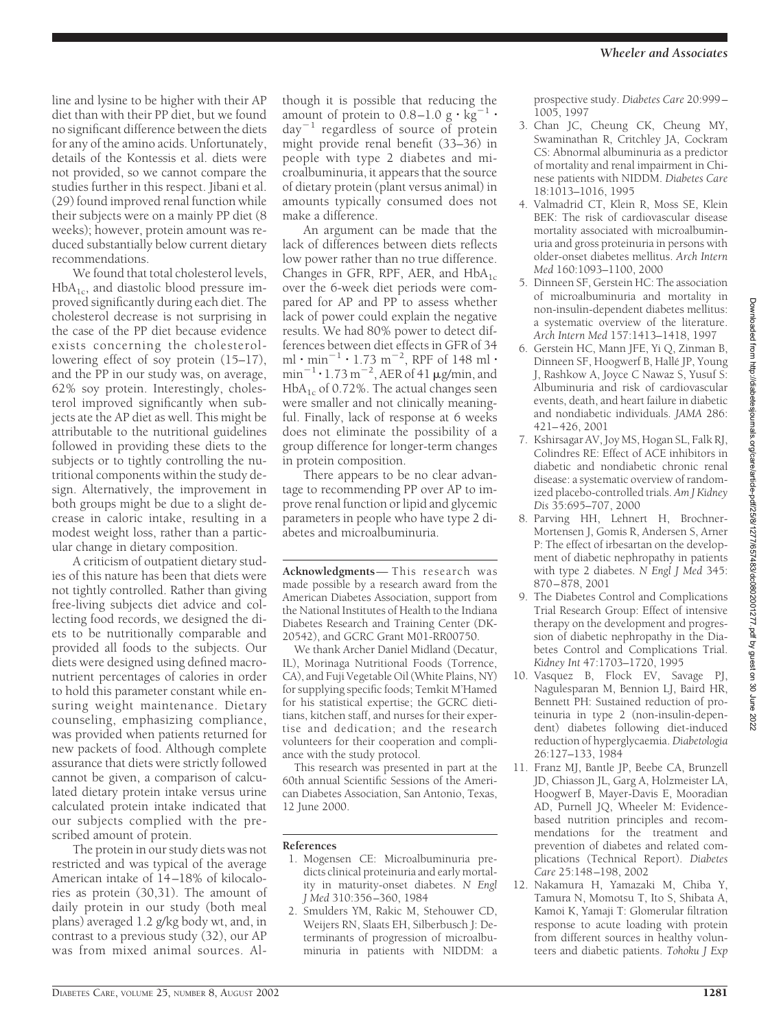line and lysine to be higher with their AP diet than with their PP diet, but we found no significant difference between the diets for any of the amino acids. Unfortunately, details of the Kontessis et al. diets were not provided, so we cannot compare the studies further in this respect. Jibani et al. (29) found improved renal function while their subjects were on a mainly PP diet (8 weeks); however, protein amount was reduced substantially below current dietary recommendations.

We found that total cholesterol levels, $HbA_{1c}$, and diastolic blood pressure improved significantly during each diet. The cholesterol decrease is not surprising in the case of the PP diet because evidence exists concerning the cholesterol-lowering effect of soy protein (15–17), and the PP in our study was, on average, 62% soy protein. Interestingly, cholesterol improved significantly when subjects ate the AP diet as well. This might be attributable to the nutritional guidelines followed in providing these diets to the subjects or to tightly controlling the nutritional components within the study design. Alternatively, the improvement in both groups might be due to a slight decrease in caloric intake, resulting in a modest weight loss, rather than a particular change in dietary composition.

A criticism of outpatient dietary studies of this nature has been that diets were not tightly controlled. Rather than giving free-living subjects diet advice and collecting food records, we designed the diets to be nutritionally comparable and provided all foods to the subjects. Our diets were designed using defined macronutrient percentages of calories in order to hold this parameter constant while ensuring weight maintenance. Dietary counseling, emphasizing compliance, was provided when patients returned for new packets of food. Although complete assurance that diets were strictly followed cannot be given, a comparison of calculated dietary protein intake versus urine calculated protein intake indicated that our subjects complied with the prescribed amount of protein.

The protein in our study diets was not restricted and was typical of the average American intake of 14–18% of kilocalories as protein (30,31). The amount of daily protein in our study (both meal plans) averaged 1.2 g/kg body wt, and, in contrast to a previous study (32), our AP was from mixed animal sources. Although it is possible that reducing the amount of protein to $0.8–1.0\ g \cdot kg^{-1} \cdot day^{-1}$ regardless of source of protein might provide renal benefit (33–36) in people with type 2 diabetes and microalbuminuria, it appears that the source of dietary protein (plant versus animal) in amounts typically consumed does not make a difference.

An argument can be made that the lack of differences between diets reflects low power rather than no true difference. Changes in GFR, RPF, AER, and $HbA_{1c}$ over the 6-week diet periods were compared for AP and PP to assess whether lack of power could explain the negative results. We had 80% power to detect differences between diet effects in GFR of 34 $ml \cdot min^{-1} \cdot 1.73\ m^{-2}$, RPF of 148 $ml \cdot min^{-1} \cdot 1.73\ m^{-2}$, AER of 41 μg/min, and $HbA_{1c}$ of 0.72%. The actual changes seen were smaller and not clinically meaningful. Finally, lack of response at 6 weeks does not eliminate the possibility of a group difference for longer-term changes in protein composition.

There appears to be no clear advantage to recommending PP over AP to improve renal function or lipid and glycemic parameters in people who have type 2 diabetes and microalbuminuria.

**Acknowledgments**— This research was made possible by a research award from the American Diabetes Association, support from the National Institutes of Health to the Indiana Diabetes Research and Training Center (DK-20542), and GCRC Grant M01-RR00750.

We thank Archer Daniel Midland (Decatur, IL), Morinaga Nutritional Foods (Torrence, CA), and Fuji Vegetable Oil (White Plains, NY) for supplying specific foods; Temkit M'Hamed for his statistical expertise; the GCRC dietitians, kitchen staff, and nurses for their expertise and dedication; and the research volunteers for their cooperation and compliance with the study protocol.

This research was presented in part at the 60th annual Scientific Sessions of the American Diabetes Association, San Antonio, Texas, 12 June 2000.

## References

1. Mogensen CE: Microalbuminuria predicts clinical proteinuria and early mortality in maturity-onset diabetes. *N Engl J Med* 310:356–360, 1984
2. Smulders YM, Rakic M, Stehouwer CD, Weijers RN, Slaats EH, Silberbusch J: Determinants of progression of microalbuminuria in patients with NIDDM: a prospective study. *Diabetes Care* 20:999–1005, 1997
3. Chan JC, Cheung CK, Cheung MY, Swaminathan R, Critchley JA, Cockram CS: Abnormal albuminuria as a predictor of mortality and renal impairment in Chinese patients with NIDDM. *Diabetes Care* 18:1013–1016, 1995
4. Valmadrid CT, Klein R, Moss SE, Klein BEK: The risk of cardiovascular disease mortality associated with microalbuminuria and gross proteinuria in persons with older-onset diabetes mellitus. *Arch Intern Med* 160:1093–1100, 2000
5. Dinneen SF, Gerstein HC: The association of microalbuminuria and mortality in non-insulin-dependent diabetes mellitus: a systematic overview of the literature. *Arch Intern Med* 157:1413–1418, 1997
6. Gerstein HC, Mann JFE, Yi Q, Zinman B, Dinneen SF, Hoogwerf B, Hallé JP, Young J, Rashkow A, Joyce C Nawaz S, Yusuf S: Albuminuria and risk of cardiovascular events, death, and heart failure in diabetic and nondiabetic individuals. *JAMA* 286: 421–426, 2001
7. Kshirsagar AV, Joy MS, Hogan SL, Falk RJ, Colindres RE: Effect of ACE inhibitors in diabetic and nondiabetic chronic renal disease: a systematic overview of randomized placebo-controlled trials. *Am J Kidney Dis* 35:695–707, 2000
8. Parving HH, Lehnert H, Brochner-Mortensen J, Gomis R, Andersen S, Arner P: The effect of irbesartan on the development of diabetic nephropathy in patients with type 2 diabetes. *N Engl J Med* 345: 870–878, 2001
9. The Diabetes Control and Complications Trial Research Group: Effect of intensive therapy on the development and progression of diabetic nephropathy in the Diabetes Control and Complications Trial. *Kidney Int* 47:1703–1720, 1995
10. Vasquez B, Flock EV, Savage PJ, Nagulesparan M, Bennion LJ, Baird HR, Bennett PH: Sustained reduction of proteinuria in type 2 (non-insulin-dependent) diabetes following diet-induced reduction of hyperglycaemia. *Diabetologia* 26:127–133, 1984
11. Franz MJ, Bantle JP, Beebe CA, Brunzell JD, Chiasson JL, Garg A, Holzmeister LA, Hoogwerf B, Mayer-Davis E, Mooradian AD, Purnell JQ, Wheeler M: Evidence-based nutrition principles and recommendations for the treatment and prevention of diabetes and related complications (Technical Report). *Diabetes Care* 25:148–198, 2002
12. Nakamura H, Yamazaki M, Chiba Y, Tamura N, Momotsu T, Ito S, Shibata A, Kamoi K, Yamaji T: Glomerular filtration response to acute loading with protein from different sources in healthy volunteers and diabetic patients. *Tohoku J Exp*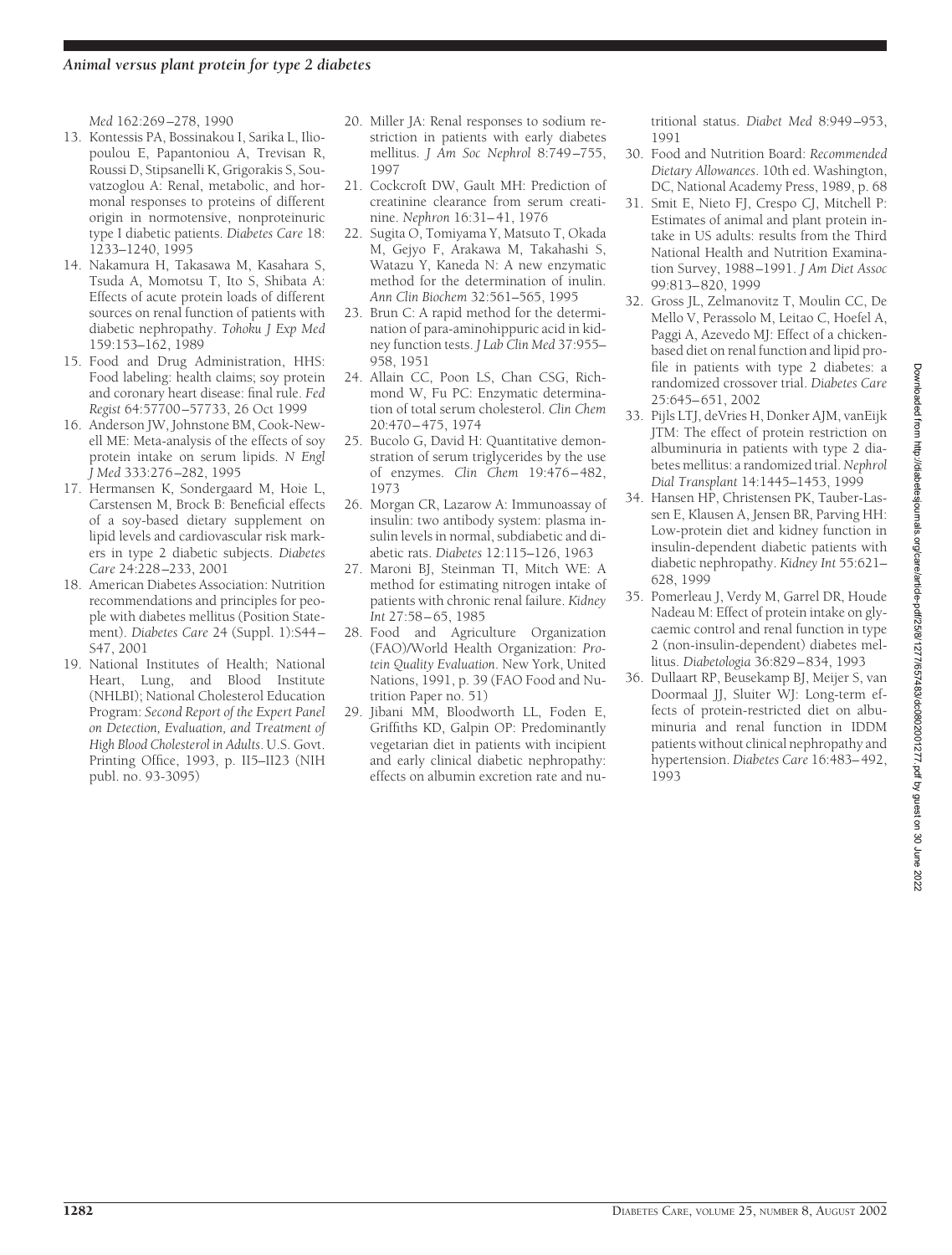*Med* 162:269–278, 1990

13. Kontessis PA, Bossinakou I, Sarika L, Iliopoulou E, Papantoniou A, Trevisan R, Roussi D, Stipsanelli K, Grigorakis S, Souvatzoglou A: Renal, metabolic, and hormonal responses to proteins of different origin in normotensive, nonproteinuric type I diabetic patients. *Diabetes Care* 18: 1233–1240, 1995
14. Nakamura H, Takasawa M, Kasahara S, Tsuda A, Momotsu T, Ito S, Shibata A: Effects of acute protein loads of different sources on renal function of patients with diabetic nephropathy. *Tohoku J Exp Med* 159:153–162, 1989
15. Food and Drug Administration, HHS: Food labeling: health claims; soy protein and coronary heart disease: final rule. *Fed Regist* 64:57700–57733, 26 Oct 1999
16. Anderson JW, Johnstone BM, Cook-Newell ME: Meta-analysis of the effects of soy protein intake on serum lipids. *N Engl J Med* 333:276–282, 1995
17. Hermansen K, Sondergaard M, Hoie L, Carstensen M, Brock B: Beneficial effects of a soy-based dietary supplement on lipid levels and cardiovascular risk markers in type 2 diabetic subjects. *Diabetes Care* 24:228–233, 2001
18. American Diabetes Association: Nutrition recommendations and principles for people with diabetes mellitus (Position Statement). *Diabetes Care* 24 (Suppl. 1):S44–S47, 2001
19. National Institutes of Health; National Heart, Lung, and Blood Institute (NHLBI); National Cholesterol Education Program: *Second Report of the Expert Panel on Detection, Evaluation, and Treatment of High Blood Cholesterol in Adults*. U.S. Govt. Printing Office, 1993, p. II5–II23 (NIH publ. no. 93-3095)
20. Miller JA: Renal responses to sodium restriction in patients with early diabetes mellitus. *J Am Soc Nephrol* 8:749–755, 1997
21. Cockcroft DW, Gault MH: Prediction of creatinine clearance from serum creatinine. *Nephron* 16:31–41, 1976
22. Sugita O, Tomiyama Y, Matsuto T, Okada M, Gejyo F, Arakawa M, Takahashi S, Watazu Y, Kaneda N: A new enzymatic method for the determination of inulin. *Ann Clin Biochem* 32:561–565, 1995
23. Brun C: A rapid method for the determination of para-aminohippuric acid in kidney function tests. *J Lab Clin Med* 37:955–958, 1951
24. Allain CC, Poon LS, Chan CSG, Richmond W, Fu PC: Enzymatic determination of total serum cholesterol. *Clin Chem* 20:470–475, 1974
25. Bucolo G, David H: Quantitative demonstration of serum triglycerides by the use of enzymes. *Clin Chem* 19:476–482, 1973
26. Morgan CR, Lazarow A: Immunoassay of insulin: two antibody system: plasma insulin levels in normal, subdiabetic and diabetic rats. *Diabetes* 12:115–126, 1963
27. Maroni BJ, Steinman TI, Mitch WE: A method for estimating nitrogen intake of patients with chronic renal failure. *Kidney Int* 27:58–65, 1985
28. Food and Agriculture Organization (FAO)/World Health Organization: *Protein Quality Evaluation*. New York, United Nations, 1991, p. 39 (FAO Food and Nutrition Paper no. 51)
29. Jibani MM, Bloodworth LL, Foden E, Griffiths KD, Galpin OP: Predominantly vegetarian diet in patients with incipient and early clinical diabetic nephropathy: effects on albumin excretion rate and nutritional status. *Diabet Med* 8:949–953, 1991
30. Food and Nutrition Board: *Recommended Dietary Allowances*. 10th ed. Washington, DC, National Academy Press, 1989, p. 68
31. Smit E, Nieto FJ, Crespo CJ, Mitchell P: Estimates of animal and plant protein intake in US adults: results from the Third National Health and Nutrition Examination Survey, 1988–1991. *J Am Diet Assoc* 99:813–820, 1999
32. Gross JL, Zelmanovitz T, Moulin CC, De Mello V, Perassolo M, Leitao C, Hoefel A, Paggi A, Azevedo MJ: Effect of a chicken-based diet on renal function and lipid profile in patients with type 2 diabetes: a randomized crossover trial. *Diabetes Care* 25:645–651, 2002
33. Pijls LTJ, deVries H, Donker AJM, vanEijk JTM: The effect of protein restriction on albuminuria in patients with type 2 diabetes mellitus: a randomized trial. *Nephrol Dial Transplant* 14:1445–1453, 1999
34. Hansen HP, Christensen PK, Tauber-Lassen E, Klausen A, Jensen BR, Parving HH: Low-protein diet and kidney function in insulin-dependent diabetic patients with diabetic nephropathy. *Kidney Int* 55:621–628, 1999
35. Pomerleau J, Verdy M, Garrel DR, Houde Nadeau M: Effect of protein intake on glycaemic control and renal function in type 2 (non-insulin-dependent) diabetes mellitus. *Diabetologia* 36:829–834, 1993
36. Dullaart RP, Beusekamp BJ, Meijer S, van Doormaal JJ, Sluiter WJ: Long-term effects of protein-restricted diet on albuminuria and renal function in IDDM patients without clinical nephropathy and hypertension. *Diabetes Care* 16:483–492, 1993